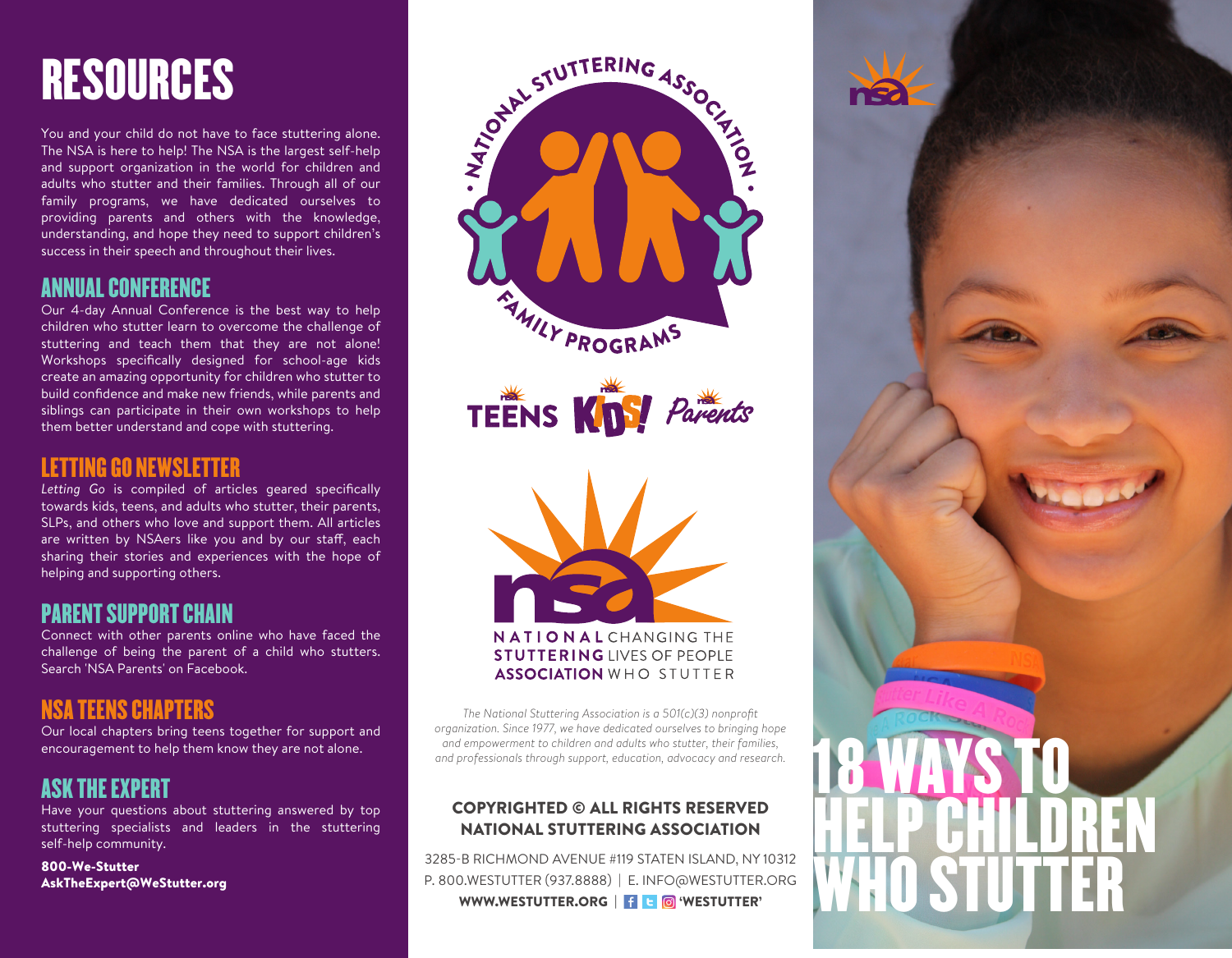# RESOURCES

You and your child do not have to face stuttering alone. The NSA is here to help! The NSA is the largest self-help and support organization in the world for children and adults who stutter and their families. Through all of our family programs, we have dedicated ourselves to providing parents and others with the knowledge, understanding, and hope they need to support children's success in their speech and throughout their lives.

## ANNUAL CONFERENCE

Our 4-day Annual Conference is the best way to help children who stutter learn to overcome the challenge of stuttering and teach them that they are not alone! Workshops specifically designed for school-age kids create an amazing opportunity for children who stutter to build confidence and make new friends, while parents and siblings can participate in their own workshops to help them better understand and cope with stuttering.

## LETTING GO NEWSLETTER

*Letting Go* is compiled of articles geared specifically towards kids, teens, and adults who stutter, their parents, SLPs, and others who love and support them. All articles are written by NSAers like you and by our staff, each sharing their stories and experiences with the hope of helping and supporting others.

## PARENT SUPPORT CHAIN

Connect with other parents online who have faced the challenge of being the parent of a child who stutters. Search 'NSA Parents' on Facebook.

## NSA TEENS CHAPTERS

Our local chapters bring teens together for support and encouragement to help them know they are not alone.

## ASK THE EXPERT

Have your questions about stuttering answered by top stuttering specialists and leaders in the stuttering self-help community.

**800-We-Stutter**
**AskTheExpert@WeStutter.org**

NATIONAL STUTTERING ASSOCIATION • FAMILY PROGRAMS

TEENS KIDS! Parents

NATIONAL STUTTERING ASSOCIATION — CHANGING THE LIVES OF PEOPLE WHO STUTTER

*The National Stuttering Association is a 501(c)(3) nonprofit organization. Since 1977, we have dedicated ourselves to bringing hope and empowerment to children and adults who stutter, their families, and professionals through support, education, advocacy and research.*

**COPYRIGHTED © ALL RIGHTS RESERVED NATIONAL STUTTERING ASSOCIATION**

3285-B RICHMOND AVENUE #119 STATEN ISLAND, NY 10312
P. 800.WESTUTTER (937.8888) | E. INFO@WESTUTTER.ORG
**WWW.WESTUTTER.ORG | 'WESTUTTER'**

# 18 WAYS TO HELP CHILDREN WHO STUTTER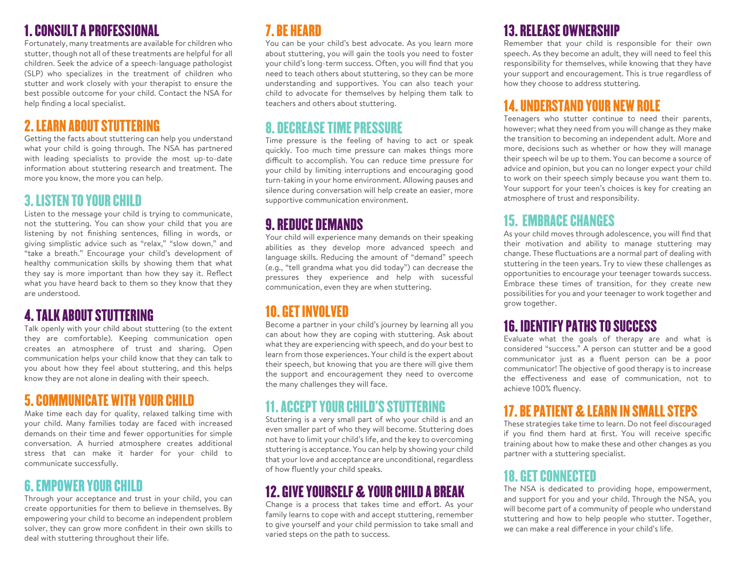## 1. CONSULT A PROFESSIONAL

Fortunately, many treatments are available for children who stutter, though not all of these treatments are helpful for all children. Seek the advice of a speech-language pathologist (SLP) who specializes in the treatment of children who stutter and work closely with your therapist to ensure the best possible outcome for your child. Contact the NSA for help finding a local specialist.

## 2. LEARN ABOUT STUTTERING

Getting the facts about stuttering can help you understand what your child is going through. The NSA has partnered with leading specialists to provide the most up-to-date information about stuttering research and treatment. The more you know, the more you can help.

## 3. LISTEN TO YOUR CHILD

Listen to the message your child is trying to communicate, not the stuttering. You can show your child that you are listening by not finishing sentences, filling in words, or giving simplistic advice such as "relax," "slow down," and "take a breath." Encourage your child's development of healthy communication skills by showing them that what they say is more important than how they say it. Reflect what you have heard back to them so they know that they are understood.

## 4. TALK ABOUT STUTTERING

Talk openly with your child about stuttering (to the extent they are comfortable). Keeping communication open creates an atmosphere of trust and sharing. Open communication helps your child know that they can talk to you about how they feel about stuttering, and this helps know they are not alone in dealing with their speech.

## 5. COMMUNICATE WITH YOUR CHILD

Make time each day for quality, relaxed talking time with your child. Many families today are faced with increased demands on their time and fewer opportunities for simple conversation. A hurried atmosphere creates additional stress that can make it harder for your child to communicate successfully.

## 6. EMPOWER YOUR CHILD

Through your acceptance and trust in your child, you can create opportunities for them to believe in themselves. By empowering your child to become an independent problem solver, they can grow more confident in their own skills to deal with stuttering throughout their life.

## 7. BE HEARD

You can be your child's best advocate. As you learn more about stuttering, you will gain the tools you need to foster your child's long-term success. Often, you will find that you need to teach others about stuttering, so they can be more understanding and supportives. You can also teach your child to advocate for themselves by helping them talk to teachers and others about stuttering.

## 8. DECREASE TIME PRESSURE

Time pressure is the feeling of having to act or speak quickly. Too much time pressure can makes things more difficult to accomplish. You can reduce time pressure for your child by limiting interruptions and encouraging good turn-taking in your home environment. Allowing pauses and silence during conversation will help create an easier, more supportive communication environment.

## 9. REDUCE DEMANDS

Your child will experience many demands on their speaking abilities as they develop more advanced speech and language skills. Reducing the amount of "demand" speech (e.g., "tell grandma what you did today") can decrease the pressures they experience and help with sucessful communication, even they are when stuttering.

## 10. GET INVOLVED

Become a partner in your child's journey by learning all you can about how they are coping with stuttering. Ask about what they are experiencing with speech, and do your best to learn from those experiences. Your child is the expert about their speech, but knowing that you are there will give them the support and encouragement they need to overcome the many challenges they will face.

## 11. ACCEPT YOUR CHILD'S STUTTERING

Stuttering is a very small part of who your child is and an even smaller part of who they will become. Stuttering does not have to limit your child's life, and the key to overcoming stuttering is acceptance. You can help by showing your child that your love and acceptance are unconditional, regardless of how fluently your child speaks.

## 12. GIVE YOURSELF & YOUR CHILD A BREAK

Change is a process that takes time and effort. As your family learns to cope with and accept stuttering, remember to give yourself and your child permission to take small and varied steps on the path to success.

## 13. RELEASE OWNERSHIP

Remember that your child is responsible for their own speech. As they become an adult, they will need to feel this responsibility for themselves, while knowing that they have your support and encouragement. This is true regardless of how they choose to address stuttering.

## 14. UNDERSTAND YOUR NEW ROLE

Teenagers who stutter continue to need their parents, however; what they need from you will change as they make the transition to becoming an independent adult. More and more, decisions such as whether or how they will manage their speech wil be up to them. You can become a source of advice and opinion, but you can no longer expect your child to work on their speech simply because you want them to. Your support for your teen's choices is key for creating an atmosphere of trust and responsibility.

## 15. EMBRACE CHANGES

As your child moves through adolescence, you will find that their motivation and ability to manage stuttering may change. These fluctuations are a normal part of dealing with stuttering in the teen years. Try to view these challenges as opportunities to encourage your teenager towards success. Embrace these times of transition, for they create new possibilities for you and your teenager to work together and grow together.

## 16. IDENTIFY PATHS TO SUCCESS

Evaluate what the goals of therapy are and what is considered "success." A person can stutter and be a good communicator just as a fluent person can be a poor communicator! The objective of good therapy is to increase the effectiveness and ease of communication, not to achieve 100% fluency.

## 17. BE PATIENT & LEARN IN SMALL STEPS

These strategies take time to learn. Do not feel discouraged if you find them hard at first. You will receive specific training about how to make these and other changes as you partner with a stuttering specialist.

## 18. GET CONNECTED

The NSA is dedicated to providing hope, empowerment, and support for you and your child. Through the NSA, you will become part of a community of people who understand stuttering and how to help people who stutter. Together, we can make a real difference in your child's life.